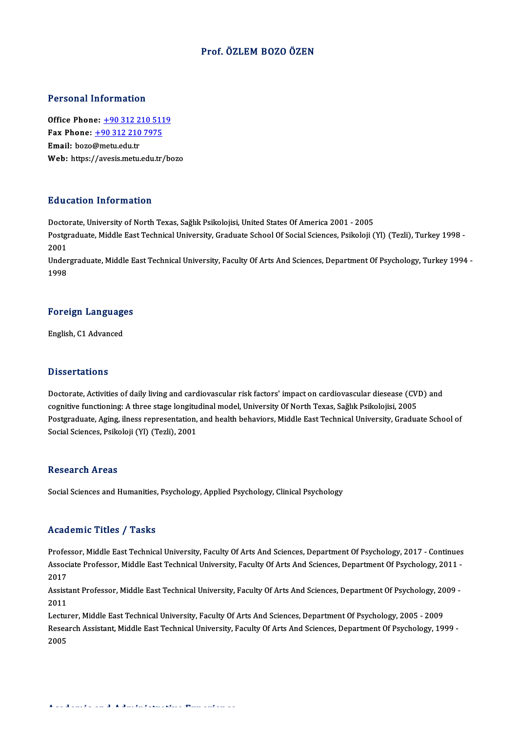# Prof. ÖZLEM BOZO ÖZEN

## Personal Information

**Office Phone:** +90 312 210 5119
**Fax Phone:** +90 312 210 7975
**Email:** bozo@metu.edu.tr
**Web:** https://avesis.metu.edu.tr/bozo

## Education Information

Doctorate, University of North Texas, Sağlık Psikolojisi, United States Of America 2001 - 2005
Postgraduate, Middle East Technical University, Graduate School Of Social Sciences, Psikoloji (Yl) (Tezli), Turkey 1998 - 2001
Undergraduate, Middle East Technical University, Faculty Of Arts And Sciences, Department Of Psychology, Turkey 1994 - 1998

## Foreign Languages

English, C1 Advanced

## Dissertations

Doctorate, Activities of daily living and cardiovascular risk factors' impact on cardiovascular diesease (CVD) and cognitive functioning: A three stage longitudinal model, University Of North Texas, Sağlık Psikolojisi, 2005
Postgraduate, Aging, ilness representation, and health behaviors, Middle East Technical University, Graduate School of Social Sciences, Psikoloji (Yl) (Tezli), 2001

## Research Areas

Social Sciences and Humanities, Psychology, Applied Psychology, Clinical Psychology

## Academic Titles / Tasks

Professor, Middle East Technical University, Faculty Of Arts And Sciences, Department Of Psychology, 2017 - Continues
Associate Professor, Middle East Technical University, Faculty Of Arts And Sciences, Department Of Psychology, 2011 - 2017
Assistant Professor, Middle East Technical University, Faculty Of Arts And Sciences, Department Of Psychology, 2009 - 2011
Lecturer, Middle East Technical University, Faculty Of Arts And Sciences, Department Of Psychology, 2005 - 2009
Research Assistant, Middle East Technical University, Faculty Of Arts And Sciences, Department Of Psychology, 1999 - 2005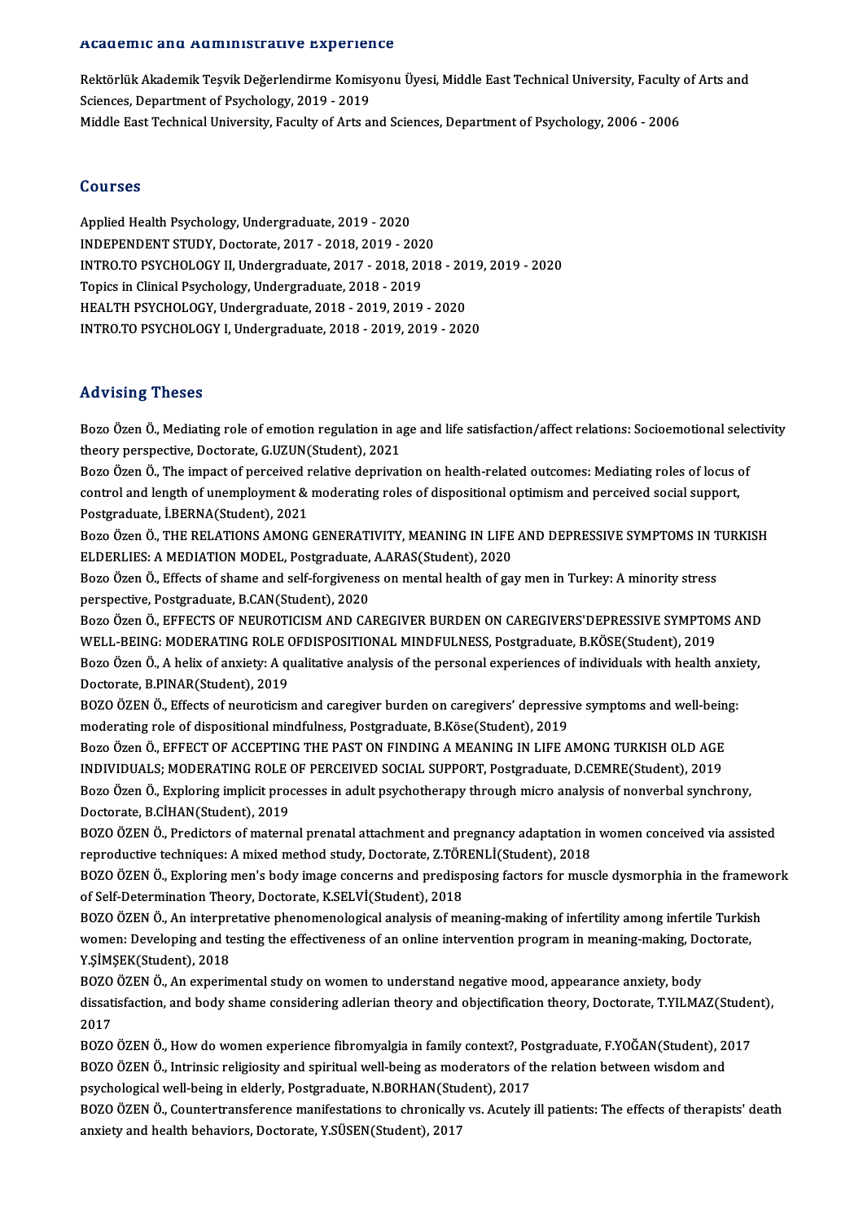## Academic and Administrative Experience

Rektörlük Akademik Teşvik Değerlendirme Komisyonu Üyesi, Middle East Technical University, Faculty of Arts and Sciences, Department of Psychology, 2019 - 2019

Middle East Technical University, Faculty of Arts and Sciences, Department of Psychology, 2006 - 2006

## Courses

Applied Health Psychology, Undergraduate, 2019 - 2020

INDEPENDENT STUDY, Doctorate, 2017 - 2018, 2019 - 2020

INTRO.TO PSYCHOLOGY II, Undergraduate, 2017 - 2018, 2018 - 2019, 2019 - 2020

Topics in Clinical Psychology, Undergraduate, 2018 - 2019

HEALTH PSYCHOLOGY, Undergraduate, 2018 - 2019, 2019 - 2020

INTRO.TO PSYCHOLOGY I, Undergraduate, 2018 - 2019, 2019 - 2020

## Advising Theses

Bozo Özen Ö., Mediating role of emotion regulation in age and life satisfaction/affect relations: Socioemotional selectivity theory perspective, Doctorate, G.UZUN(Student), 2021

Bozo Özen Ö., The impact of perceived relative deprivation on health-related outcomes: Mediating roles of locus of control and length of unemployment & moderating roles of dispositional optimism and perceived social support, Postgraduate, İ.BERNA(Student), 2021

Bozo Özen Ö., THE RELATIONS AMONG GENERATIVITY, MEANING IN LIFE AND DEPRESSIVE SYMPTOMS IN TURKISH ELDERLIES: A MEDIATION MODEL, Postgraduate, A.ARAS(Student), 2020

Bozo Özen Ö., Effects of shame and self-forgiveness on mental health of gay men in Turkey: A minority stress perspective, Postgraduate, B.CAN(Student), 2020

Bozo Özen Ö., EFFECTS OF NEUROTICISM AND CAREGIVER BURDEN ON CAREGIVERS'DEPRESSIVE SYMPTOMS AND WELL-BEING: MODERATING ROLE OFDISPOSITIONAL MINDFULNESS, Postgraduate, B.KÖSE(Student), 2019

Bozo Özen Ö., A helix of anxiety: A qualitative analysis of the personal experiences of individuals with health anxiety, Doctorate, B.PINAR(Student), 2019

BOZO ÖZEN Ö., Effects of neuroticism and caregiver burden on caregivers' depressive symptoms and well-being: moderating role of dispositional mindfulness, Postgraduate, B.Köse(Student), 2019

Bozo Özen Ö., EFFECT OF ACCEPTING THE PAST ON FINDING A MEANING IN LIFE AMONG TURKISH OLD AGE INDIVIDUALS; MODERATING ROLE OF PERCEIVED SOCIAL SUPPORT, Postgraduate, D.CEMRE(Student), 2019

Bozo Özen Ö., Exploring implicit processes in adult psychotherapy through micro analysis of nonverbal synchrony, Doctorate, B.CİHAN(Student), 2019

BOZO ÖZEN Ö., Predictors of maternal prenatal attachment and pregnancy adaptation in women conceived via assisted reproductive techniques: A mixed method study, Doctorate, Z.TÖRENLİ(Student), 2018

BOZO ÖZEN Ö., Exploring men's body image concerns and predisposing factors for muscle dysmorphia in the framework of Self-Determination Theory, Doctorate, K.SELVİ(Student), 2018

BOZO ÖZEN Ö., An interpretative phenomenological analysis of meaning-making of infertility among infertile Turkish women: Developing and testing the effectiveness of an online intervention program in meaning-making, Doctorate, Y.ŞİMŞEK(Student), 2018

BOZO ÖZEN Ö., An experimental study on women to understand negative mood, appearance anxiety, body dissatisfaction, and body shame considering adlerian theory and objectification theory, Doctorate, T.YILMAZ(Student), 2017

BOZO ÖZEN Ö., How do women experience fibromyalgia in family context?, Postgraduate, F.YOĞAN(Student), 2017

BOZO ÖZEN Ö., Intrinsic religiosity and spiritual well-being as moderators of the relation between wisdom and psychological well-being in elderly, Postgraduate, N.BORHAN(Student), 2017

BOZO ÖZEN Ö., Countertransference manifestations to chronically vs. Acutely ill patients: The effects of therapists' death anxiety and health behaviors, Doctorate, Y.SÜSEN(Student), 2017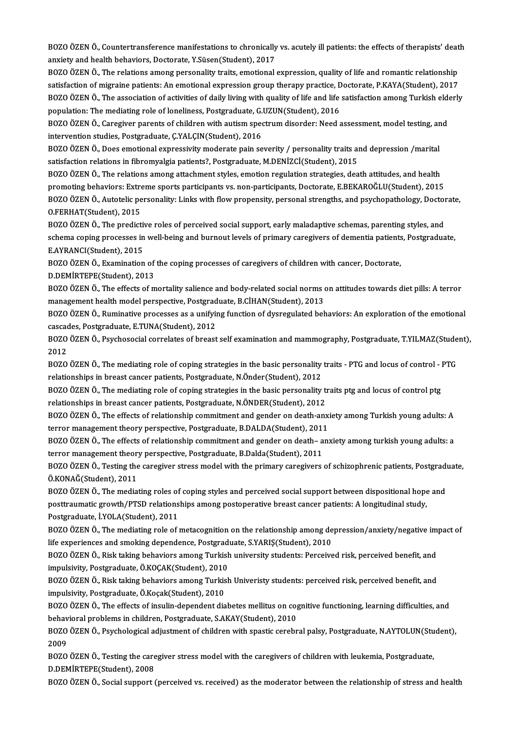BOZO ÖZEN Ö., Countertransference manifestations to chronically vs. acutely ill patients: the effects of therapists' death anxiety and health behaviors, Doctorate, Y.Süsen(Student), 2017

BOZO ÖZEN Ö., The relations among personality traits, emotional expression, quality of life and romantic relationship satisfaction of migraine patients: An emotional expression group therapy practice, Doctorate, P.KAYA(Student), 2017

BOZO ÖZEN Ö., The association of activities of daily living with quality of life and life satisfaction among Turkish elderly population: The mediating role of loneliness, Postgraduate, G.UZUN(Student), 2016

BOZO ÖZEN Ö., Caregiver parents of children with autism spectrum disorder: Need assessment, model testing, and intervention studies, Postgraduate, Ç.YALÇIN(Student), 2016

BOZO ÖZEN Ö., Does emotional expressivity moderate pain severity / personality traits and depression /marital satisfaction relations in fibromyalgia patients?, Postgraduate, M.DENİZCİ(Student), 2015

BOZO ÖZEN Ö., The relations among attachment styles, emotion regulation strategies, death attitudes, and health promoting behaviors: Extreme sports participants vs. non-participants, Doctorate, E.BEKAROĞLU(Student), 2015

BOZO ÖZEN Ö., Autotelic personality: Links with flow propensity, personal strengths, and psychopathology, Doctorate, O.FERHAT(Student), 2015

BOZO ÖZEN Ö., The predictive roles of perceived social support, early maladaptive schemas, parenting styles, and schema coping processes in well-being and burnout levels of primary caregivers of dementia patients, Postgraduate, E.AYRANCI(Student), 2015

BOZO ÖZEN Ö., Examination of the coping processes of caregivers of children with cancer, Doctorate, D.DEMİRTEPE(Student), 2013

BOZO ÖZEN Ö., The effects of mortality salience and body-related social norms on attitudes towards diet pills: A terror management health model perspective, Postgraduate, B.CİHAN(Student), 2013

BOZO ÖZEN Ö., Ruminative processes as a unifying function of dysregulated behaviors: An exploration of the emotional cascades, Postgraduate, E.TUNA(Student), 2012

BOZO ÖZEN Ö., Psychosocial correlates of breast self examination and mammography, Postgraduate, T.YILMAZ(Student), 2012

BOZO ÖZEN Ö., The mediating role of coping strategies in the basic personality traits - PTG and locus of control - PTG relationships in breast cancer patients, Postgraduate, N.Önder(Student), 2012

BOZO ÖZEN Ö., The mediating role of coping strategies in the basic personality traits ptg and locus of control ptg relationships in breast cancer patients, Postgraduate, N.ÖNDER(Student), 2012

BOZO ÖZEN Ö., The effects of relationship commitment and gender on death-anxiety among Turkish young adults: A terror management theory perspective, Postgraduate, B.DALDA(Student), 2011

BOZO ÖZEN Ö., The effects of relationship commitment and gender on death– anxiety among turkish young adults: a terror management theory perspective, Postgraduate, B.Dalda(Student), 2011

BOZO ÖZEN Ö., Testing the caregiver stress model with the primary caregivers of schizophrenic patients, Postgraduate, Ö.KONAĞ(Student), 2011

BOZO ÖZEN Ö., The mediating roles of coping styles and perceived social support between dispositional hope and posttraumatic growth/PTSD relationships among postoperative breast cancer patients: A longitudinal study, Postgraduate, İ.YOLA(Student), 2011

BOZO ÖZEN Ö., The mediating role of metacognition on the relationship among depression/anxiety/negative impact of life experiences and smoking dependence, Postgraduate, S.YARIŞ(Student), 2010

BOZO ÖZEN Ö., Risk taking behaviors among Turkish university students: Perceived risk, perceived benefit, and impulsivity, Postgraduate, Ö.KOÇAK(Student), 2010

BOZO ÖZEN Ö., Risk taking behaviors among Turkish Univeristy students: perceived risk, perceived benefit, and impulsivity, Postgraduate, Ö.Koçak(Student), 2010

BOZO ÖZEN Ö., The effects of insulin-dependent diabetes mellitus on cognitive functioning, learning difficulties, and behavioral problems in children, Postgraduate, S.AKAY(Student), 2010

BOZO ÖZEN Ö., Psychological adjustment of children with spastic cerebral palsy, Postgraduate, N.AYTOLUN(Student), 2009

BOZO ÖZEN Ö., Testing the caregiver stress model with the caregivers of children with leukemia, Postgraduate, D.DEMİRTEPE(Student), 2008

BOZO ÖZEN Ö., Social support (perceived vs. received) as the moderator between the relationship of stress and health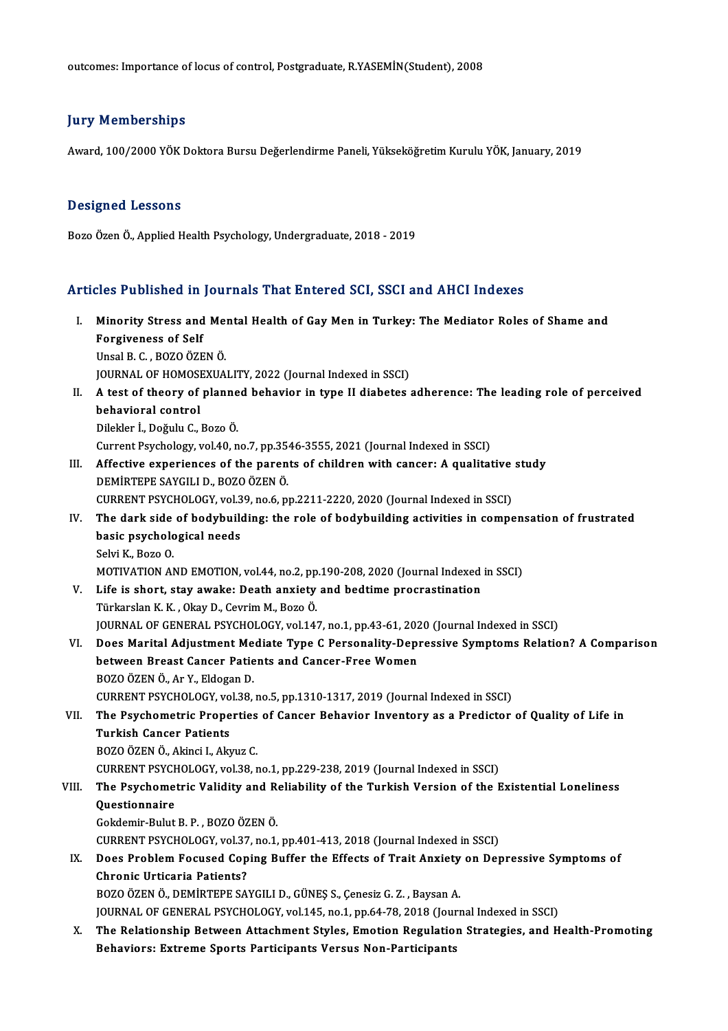outcomes: Importance of locus of control, Postgraduate, R.YASEMİN(Student), 2008

## Jury Memberships

Award, 100/2000 YÖK Doktora Bursu Değerlendirme Paneli, Yükseköğretim Kurulu YÖK, January, 2019

## Designed Lessons

Bozo Özen Ö., Applied Health Psychology, Undergraduate, 2018 - 2019

## Articles Published in Journals That Entered SCI, SSCI and AHCI Indexes

I. **Minority Stress and Mental Health of Gay Men in Turkey: The Mediator Roles of Shame and Forgiveness of Self**
   Unsal B. C. , BOZO ÖZEN Ö.
   JOURNAL OF HOMOSEXUALITY, 2022 (Journal Indexed in SSCI)

II. **A test of theory of planned behavior in type II diabetes adherence: The leading role of perceived behavioral control**
   Dilekler İ., Doğulu C., Bozo Ö.
   Current Psychology, vol.40, no.7, pp.3546-3555, 2021 (Journal Indexed in SSCI)

III. **Affective experiences of the parents of children with cancer: A qualitative study**
   DEMİRTEPE SAYGILI D., BOZO ÖZEN Ö.
   CURRENT PSYCHOLOGY, vol.39, no.6, pp.2211-2220, 2020 (Journal Indexed in SSCI)

IV. **The dark side of bodybuilding: the role of bodybuilding activities in compensation of frustrated basic psychological needs**
   Selvi K., Bozo O.
   MOTIVATION AND EMOTION, vol.44, no.2, pp.190-208, 2020 (Journal Indexed in SSCI)

V. **Life is short, stay awake: Death anxiety and bedtime procrastination**
   Türkarslan K. K. , Okay D., Cevrim M., Bozo Ö.
   JOURNAL OF GENERAL PSYCHOLOGY, vol.147, no.1, pp.43-61, 2020 (Journal Indexed in SSCI)

VI. **Does Marital Adjustment Mediate Type C Personality-Depressive Symptoms Relation? A Comparison between Breast Cancer Patients and Cancer-Free Women**
   BOZO ÖZEN Ö., Ar Y., Eldogan D.
   CURRENT PSYCHOLOGY, vol.38, no.5, pp.1310-1317, 2019 (Journal Indexed in SSCI)

VII. **The Psychometric Properties of Cancer Behavior Inventory as a Predictor of Quality of Life in Turkish Cancer Patients**
   BOZO ÖZEN Ö., Akinci I., Akyuz C.
   CURRENT PSYCHOLOGY, vol.38, no.1, pp.229-238, 2019 (Journal Indexed in SSCI)

VIII. **The Psychometric Validity and Reliability of the Turkish Version of the Existential Loneliness Questionnaire**
   Gokdemir-Bulut B. P. , BOZO ÖZEN Ö.
   CURRENT PSYCHOLOGY, vol.37, no.1, pp.401-413, 2018 (Journal Indexed in SSCI)

IX. **Does Problem Focused Coping Buffer the Effects of Trait Anxiety on Depressive Symptoms of Chronic Urticaria Patients?**
   BOZO ÖZEN Ö., DEMİRTEPE SAYGILI D., GÜNEŞ S., Çenesiz G. Z. , Baysan A.
   JOURNAL OF GENERAL PSYCHOLOGY, vol.145, no.1, pp.64-78, 2018 (Journal Indexed in SSCI)

X. **The Relationship Between Attachment Styles, Emotion Regulation Strategies, and Health-Promoting Behaviors: Extreme Sports Participants Versus Non-Participants**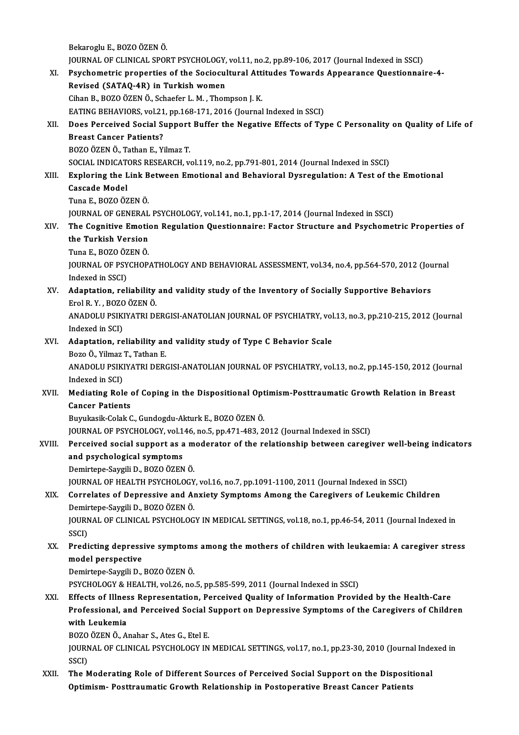Bekaroglu E., BOZO ÖZEN Ö.
JOURNAL OF CLINICAL SPORT PSYCHOLOGY, vol.11, no.2, pp.89-106, 2017 (Journal Indexed in SSCI)

XI. **Psychometric properties of the Sociocultural Attitudes Towards Appearance Questionnaire-4-Revised (SATAQ-4R) in Turkish women**
Cihan B., BOZO ÖZEN Ö., Schaefer L. M. , Thompson J. K.
EATING BEHAVIORS, vol.21, pp.168-171, 2016 (Journal Indexed in SSCI)

XII. **Does Perceived Social Support Buffer the Negative Effects of Type C Personality on Quality of Life of Breast Cancer Patients?**
BOZO ÖZEN Ö., Tathan E., Yilmaz T.
SOCIAL INDICATORS RESEARCH, vol.119, no.2, pp.791-801, 2014 (Journal Indexed in SSCI)

XIII. **Exploring the Link Between Emotional and Behavioral Dysregulation: A Test of the Emotional Cascade Model**
Tuna E., BOZO ÖZEN Ö.
JOURNAL OF GENERAL PSYCHOLOGY, vol.141, no.1, pp.1-17, 2014 (Journal Indexed in SSCI)

XIV. **The Cognitive Emotion Regulation Questionnaire: Factor Structure and Psychometric Properties of the Turkish Version**
Tuna E., BOZO ÖZEN Ö.
JOURNAL OF PSYCHOPATHOLOGY AND BEHAVIORAL ASSESSMENT, vol.34, no.4, pp.564-570, 2012 (Journal Indexed in SSCI)

XV. **Adaptation, reliability and validity study of the Inventory of Socially Supportive Behaviors**
Erol R. Y. , BOZO ÖZEN Ö.
ANADOLU PSIKIYATRI DERGISI-ANATOLIAN JOURNAL OF PSYCHIATRY, vol.13, no.3, pp.210-215, 2012 (Journal Indexed in SCI)

XVI. **Adaptation, reliability and validity study of Type C Behavior Scale**
Bozo Ö., Yilmaz T., Tathan E.
ANADOLU PSIKIYATRI DERGISI-ANATOLIAN JOURNAL OF PSYCHIATRY, vol.13, no.2, pp.145-150, 2012 (Journal Indexed in SCI)

XVII. **Mediating Role of Coping in the Dispositional Optimism-Posttraumatic Growth Relation in Breast Cancer Patients**
Buyukasik-Colak C., Gundogdu-Akturk E., BOZO ÖZEN Ö.
JOURNAL OF PSYCHOLOGY, vol.146, no.5, pp.471-483, 2012 (Journal Indexed in SSCI)

XVIII. **Perceived social support as a moderator of the relationship between caregiver well-being indicators and psychological symptoms**
Demirtepe-Saygili D., BOZO ÖZEN Ö.
JOURNAL OF HEALTH PSYCHOLOGY, vol.16, no.7, pp.1091-1100, 2011 (Journal Indexed in SSCI)

XIX. **Correlates of Depressive and Anxiety Symptoms Among the Caregivers of Leukemic Children**
Demirtepe-Saygili D., BOZO ÖZEN Ö.
JOURNAL OF CLINICAL PSYCHOLOGY IN MEDICAL SETTINGS, vol.18, no.1, pp.46-54, 2011 (Journal Indexed in SSCI)

XX. **Predicting depressive symptoms among the mothers of children with leukaemia: A caregiver stress model perspective**
Demirtepe-Saygili D., BOZO ÖZEN Ö.
PSYCHOLOGY & HEALTH, vol.26, no.5, pp.585-599, 2011 (Journal Indexed in SSCI)

XXI. **Effects of Illness Representation, Perceived Quality of Information Provided by the Health-Care Professional, and Perceived Social Support on Depressive Symptoms of the Caregivers of Children with Leukemia**
BOZO ÖZEN Ö., Anahar S., Ates G., Etel E.
JOURNAL OF CLINICAL PSYCHOLOGY IN MEDICAL SETTINGS, vol.17, no.1, pp.23-30, 2010 (Journal Indexed in SSCI)

XXII. **The Moderating Role of Different Sources of Perceived Social Support on the Dispositional Optimism- Posttraumatic Growth Relationship in Postoperative Breast Cancer Patients**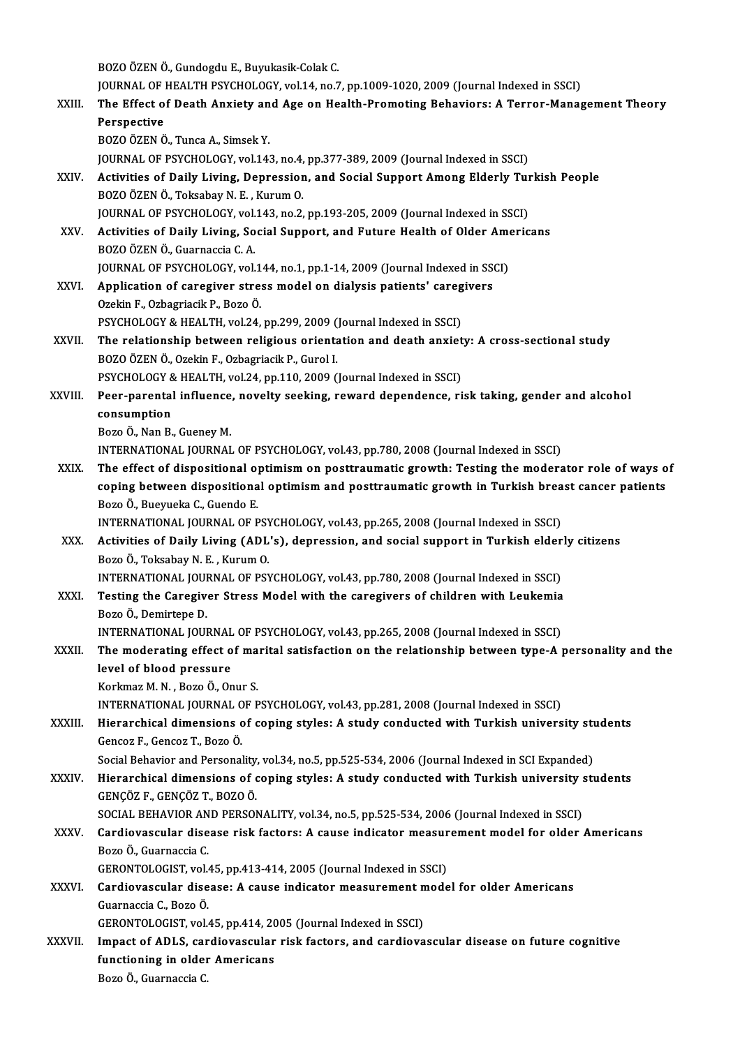BOZO ÖZEN Ö., Gundogdu E., Buyukasik-Colak C.
JOURNAL OF HEALTH PSYCHOLOGY, vol.14, no.7, pp.1009-1020, 2009 (Journal Indexed in SSCI)

XXIII. **The Effect of Death Anxiety and Age on Health-Promoting Behaviors: A Terror-Management Theory Perspective**
BOZO ÖZEN Ö., Tunca A., Simsek Y.
JOURNAL OF PSYCHOLOGY, vol.143, no.4, pp.377-389, 2009 (Journal Indexed in SSCI)

XXIV. **Activities of Daily Living, Depression, and Social Support Among Elderly Turkish People**
BOZO ÖZEN Ö., Toksabay N. E. , Kurum O.
JOURNAL OF PSYCHOLOGY, vol.143, no.2, pp.193-205, 2009 (Journal Indexed in SSCI)

XXV. **Activities of Daily Living, Social Support, and Future Health of Older Americans**
BOZO ÖZEN Ö., Guarnaccia C. A.
JOURNAL OF PSYCHOLOGY, vol.144, no.1, pp.1-14, 2009 (Journal Indexed in SSCI)

XXVI. **Application of caregiver stress model on dialysis patients' caregivers**
Ozekin F., Ozbagriacik P., Bozo Ö.
PSYCHOLOGY & HEALTH, vol.24, pp.299, 2009 (Journal Indexed in SSCI)

XXVII. **The relationship between religious orientation and death anxiety: A cross-sectional study**
BOZO ÖZEN Ö., Ozekin F., Ozbagriacik P., Gurol I.
PSYCHOLOGY & HEALTH, vol.24, pp.110, 2009 (Journal Indexed in SSCI)

XXVIII. **Peer-parental influence, novelty seeking, reward dependence, risk taking, gender and alcohol consumption**
Bozo Ö., Nan B., Gueney M.
INTERNATIONAL JOURNAL OF PSYCHOLOGY, vol.43, pp.780, 2008 (Journal Indexed in SSCI)

XXIX. **The effect of dispositional optimism on posttraumatic growth: Testing the moderator role of ways of coping between dispositional optimism and posttraumatic growth in Turkish breast cancer patients**
Bozo Ö., Bueyueka C., Guendo E.
INTERNATIONAL JOURNAL OF PSYCHOLOGY, vol.43, pp.265, 2008 (Journal Indexed in SSCI)

XXX. **Activities of Daily Living (ADL's), depression, and social support in Turkish elderly citizens**
Bozo Ö., Toksabay N. E. , Kurum O.
INTERNATIONAL JOURNAL OF PSYCHOLOGY, vol.43, pp.780, 2008 (Journal Indexed in SSCI)

XXXI. **Testing the Caregiver Stress Model with the caregivers of children with Leukemia**
Bozo Ö., Demirtepe D.
INTERNATIONAL JOURNAL OF PSYCHOLOGY, vol.43, pp.265, 2008 (Journal Indexed in SSCI)

XXXII. **The moderating effect of marital satisfaction on the relationship between type-A personality and the level of blood pressure**
Korkmaz M. N. , Bozo Ö., Onur S.
INTERNATIONAL JOURNAL OF PSYCHOLOGY, vol.43, pp.281, 2008 (Journal Indexed in SSCI)

XXXIII. **Hierarchical dimensions of coping styles: A study conducted with Turkish university students**
Gencoz F., Gencoz T., Bozo Ö.
Social Behavior and Personality, vol.34, no.5, pp.525-534, 2006 (Journal Indexed in SCI Expanded)

XXXIV. **Hierarchical dimensions of coping styles: A study conducted with Turkish university students**
GENÇÖZ F., GENÇÖZ T., BOZO Ö.
SOCIAL BEHAVIOR AND PERSONALITY, vol.34, no.5, pp.525-534, 2006 (Journal Indexed in SSCI)

XXXV. **Cardiovascular disease risk factors: A cause indicator measurement model for older Americans**
Bozo Ö., Guarnaccia C.
GERONTOLOGIST, vol.45, pp.413-414, 2005 (Journal Indexed in SSCI)

XXXVI. **Cardiovascular disease: A cause indicator measurement model for older Americans**
Guarnaccia C., Bozo Ö.
GERONTOLOGIST, vol.45, pp.414, 2005 (Journal Indexed in SSCI)

XXXVII. **Impact of ADLS, cardiovascular risk factors, and cardiovascular disease on future cognitive functioning in older Americans**
Bozo Ö., Guarnaccia C.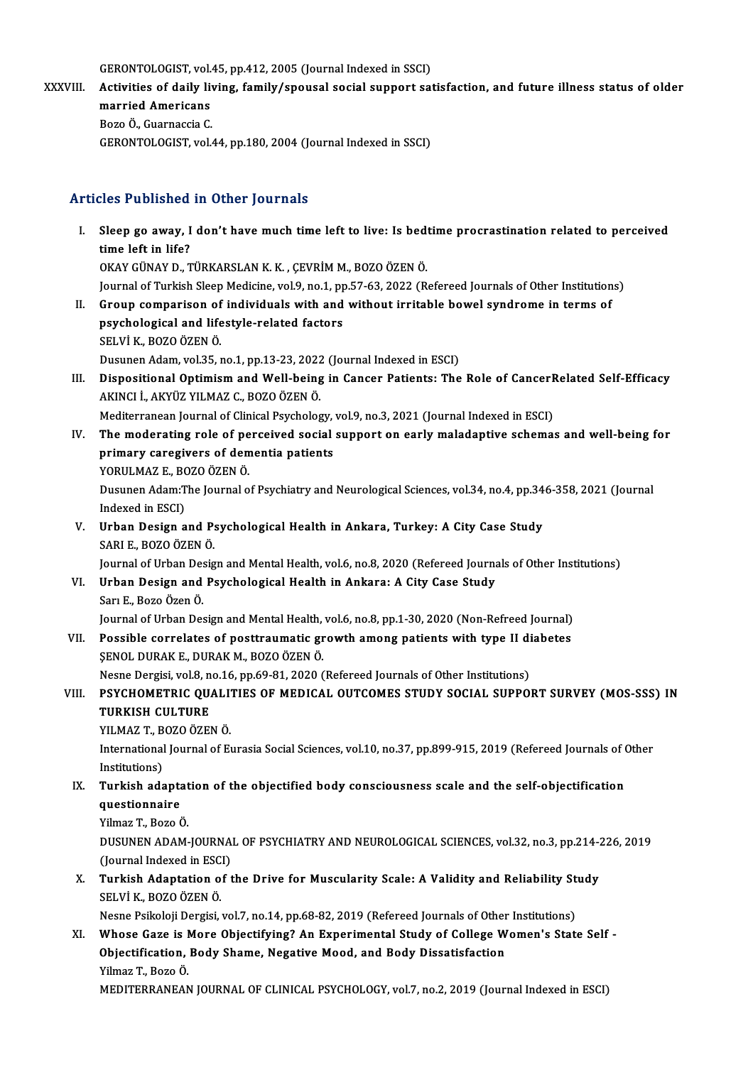GERONTOLOGIST, vol.45, pp.412, 2005 (Journal Indexed in SSCI)

XXXVIII. **Activities of daily living, family/spousal social support satisfaction, and future illness status of older married Americans**
Bozo Ö., Guarnaccia C.
GERONTOLOGIST, vol.44, pp.180, 2004 (Journal Indexed in SSCI)

## Articles Published in Other Journals

I. **Sleep go away, I don't have much time left to live: Is bedtime procrastination related to perceived time left in life?**
OKAY GÜNAY D., TÜRKARSLAN K. K. , ÇEVRİM M., BOZO ÖZEN Ö.
Journal of Turkish Sleep Medicine, vol.9, no.1, pp.57-63, 2022 (Refereed Journals of Other Institutions)

II. **Group comparison of individuals with and without irritable bowel syndrome in terms of psychological and lifestyle-related factors**
SELVİ K., BOZO ÖZEN Ö.
Dusunen Adam, vol.35, no.1, pp.13-23, 2022 (Journal Indexed in ESCI)

III. **Dispositional Optimism and Well-being in Cancer Patients: The Role of CancerRelated Self-Efficacy**
AKINCI İ., AKYÜZ YILMAZ C., BOZO ÖZEN Ö.
Mediterranean Journal of Clinical Psychology, vol.9, no.3, 2021 (Journal Indexed in ESCI)

IV. **The moderating role of perceived social support on early maladaptive schemas and well-being for primary caregivers of dementia patients**
YORULMAZ E., BOZO ÖZEN Ö.
Dusunen Adam:The Journal of Psychiatry and Neurological Sciences, vol.34, no.4, pp.346-358, 2021 (Journal Indexed in ESCI)

V. **Urban Design and Psychological Health in Ankara, Turkey: A City Case Study**
SARI E., BOZO ÖZEN Ö.
Journal of Urban Design and Mental Health, vol.6, no.8, 2020 (Refereed Journals of Other Institutions)

VI. **Urban Design and Psychological Health in Ankara: A City Case Study**
Sarı E., Bozo Özen Ö.
Journal of Urban Design and Mental Health, vol.6, no.8, pp.1-30, 2020 (Non-Refreed Journal)

VII. **Possible correlates of posttraumatic growth among patients with type II diabetes**
ŞENOL DURAK E., DURAK M., BOZO ÖZEN Ö.
Nesne Dergisi, vol.8, no.16, pp.69-81, 2020 (Refereed Journals of Other Institutions)

VIII. **PSYCHOMETRIC QUALITIES OF MEDICAL OUTCOMES STUDY SOCIAL SUPPORT SURVEY (MOS-SSS) IN TURKISH CULTURE**
YILMAZ T., BOZO ÖZEN Ö.
International Journal of Eurasia Social Sciences, vol.10, no.37, pp.899-915, 2019 (Refereed Journals of Other Institutions)

IX. **Turkish adaptation of the objectified body consciousness scale and the self-objectification questionnaire**
Yilmaz T., Bozo Ö.
DUSUNEN ADAM-JOURNAL OF PSYCHIATRY AND NEUROLOGICAL SCIENCES, vol.32, no.3, pp.214-226, 2019 (Journal Indexed in ESCI)

X. **Turkish Adaptation of the Drive for Muscularity Scale: A Validity and Reliability Study**
SELVİ K., BOZO ÖZEN Ö.
Nesne Psikoloji Dergisi, vol.7, no.14, pp.68-82, 2019 (Refereed Journals of Other Institutions)

XI. **Whose Gaze is More Objectifying? An Experimental Study of College Women's State Self - Objectification, Body Shame, Negative Mood, and Body Dissatisfaction**
Yilmaz T., Bozo Ö.
MEDITERRANEAN JOURNAL OF CLINICAL PSYCHOLOGY, vol.7, no.2, 2019 (Journal Indexed in ESCI)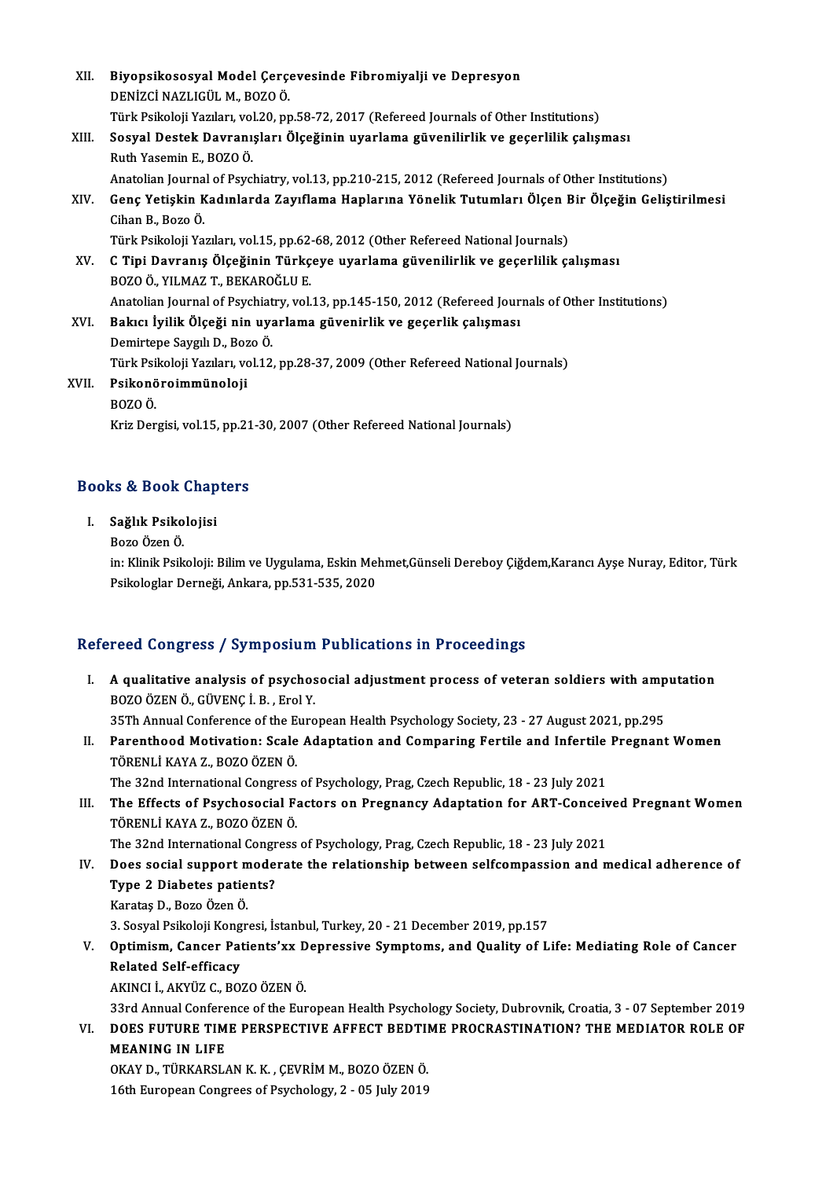XII. **Biyopsikososyal Model Çerçevesinde Fibromiyalji ve Depresyon**
DENİZCİ NAZLIGÜL M., BOZO Ö.
Türk Psikoloji Yazıları, vol.20, pp.58-72, 2017 (Refereed Journals of Other Institutions)

XIII. **Sosyal Destek Davranışları Ölçeğinin uyarlama güvenilirlik ve geçerlilik çalışması**
Ruth Yasemin E., BOZO Ö.
Anatolian Journal of Psychiatry, vol.13, pp.210-215, 2012 (Refereed Journals of Other Institutions)

XIV. **Genç Yetişkin Kadınlarda Zayıflama Haplarına Yönelik Tutumları Ölçen Bir Ölçeğin Geliştirilmesi**
Cihan B., Bozo Ö.
Türk Psikoloji Yazıları, vol.15, pp.62-68, 2012 (Other Refereed National Journals)

XV. **C Tipi Davranış Ölçeğinin Türkçeye uyarlama güvenilirlik ve geçerlilik çalışması**
BOZO Ö., YILMAZ T., BEKAROĞLU E.
Anatolian Journal of Psychiatry, vol.13, pp.145-150, 2012 (Refereed Journals of Other Institutions)

XVI. **Bakıcı İyilik Ölçeği nin uyarlama güvenirlik ve geçerlik çalışması**
Demirtepe Saygılı D., Bozo Ö.
Türk Psikoloji Yazıları, vol.12, pp.28-37, 2009 (Other Refereed National Journals)

XVII. **Psikonöroimmünoloji**
BOZO Ö.
Kriz Dergisi, vol.15, pp.21-30, 2007 (Other Refereed National Journals)

## Books & Book Chapters

I. **Sağlık Psikolojisi**
Bozo Özen Ö.
in: Klinik Psikoloji: Bilim ve Uygulama, Eskin Mehmet,Günseli Dereboy Çiğdem,Karancı Ayşe Nuray, Editor, Türk Psikologlar Derneği, Ankara, pp.531-535, 2020

## Refereed Congress / Symposium Publications in Proceedings

I. **A qualitative analysis of psychosocial adjustment process of veteran soldiers with amputation**
BOZO ÖZEN Ö., GÜVENÇ İ. B. , Erol Y.
35Th Annual Conference of the European Health Psychology Society, 23 - 27 August 2021, pp.295

II. **Parenthood Motivation: Scale Adaptation and Comparing Fertile and Infertile Pregnant Women**
TÖRENLİ KAYA Z., BOZO ÖZEN Ö.
The 32nd International Congress of Psychology, Prag, Czech Republic, 18 - 23 July 2021

III. **The Effects of Psychosocial Factors on Pregnancy Adaptation for ART-Conceived Pregnant Women**
TÖRENLİ KAYA Z., BOZO ÖZEN Ö.
The 32nd International Congress of Psychology, Prag, Czech Republic, 18 - 23 July 2021

IV. **Does social support moderate the relationship between selfcompassion and medical adherence of Type 2 Diabetes patients?**
Karataş D., Bozo Özen Ö.
3. Sosyal Psikoloji Kongresi, İstanbul, Turkey, 20 - 21 December 2019, pp.157

V. **Optimism, Cancer Patients'xx Depressive Symptoms, and Quality of Life: Mediating Role of Cancer Related Self-efficacy**
AKINCI İ., AKYÜZ C., BOZO ÖZEN Ö.
33rd Annual Conference of the European Health Psychology Society, Dubrovnik, Croatia, 3 - 07 September 2019

VI. **DOES FUTURE TIME PERSPECTIVE AFFECT BEDTIME PROCRASTINATION? THE MEDIATOR ROLE OF MEANING IN LIFE**
OKAY D., TÜRKARSLAN K. K. , ÇEVRİM M., BOZO ÖZEN Ö.
16th European Congrees of Psychology, 2 - 05 July 2019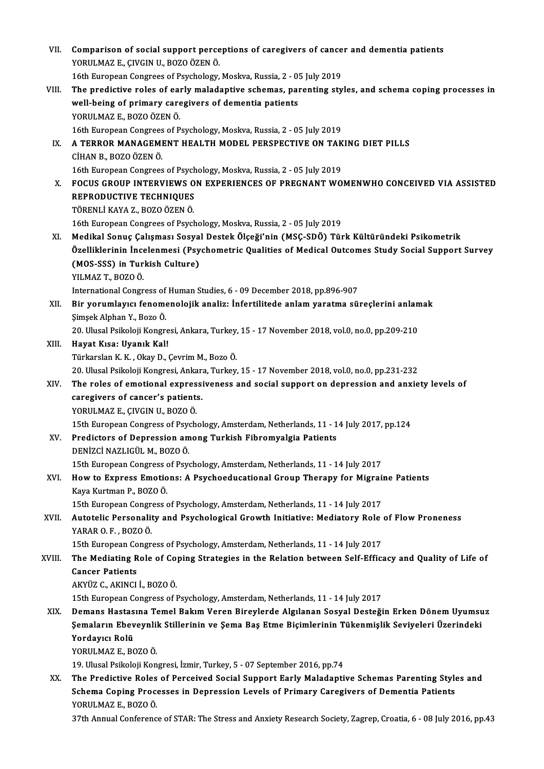VII. **Comparison of social support perceptions of caregivers of cancer and dementia patients**
YORULMAZ E., ÇIVGIN U., BOZO ÖZEN Ö.
16th European Congrees of Psychology, Moskva, Russia, 2 - 05 July 2019

VIII. **The predictive roles of early maladaptive schemas, parenting styles, and schema coping processes in well-being of primary caregivers of dementia patients**
YORULMAZ E., BOZO ÖZEN Ö.
16th European Congrees of Psychology, Moskva, Russia, 2 - 05 July 2019

IX. **A TERROR MANAGEMENT HEALTH MODEL PERSPECTIVE ON TAKING DIET PILLS**
CİHAN B., BOZO ÖZEN Ö.
16th European Congrees of Psychology, Moskva, Russia, 2 - 05 July 2019

X. **FOCUS GROUP INTERVIEWS ON EXPERIENCES OF PREGNANT WOMENWHO CONCEIVED VIA ASSISTED REPRODUCTIVE TECHNIQUES**
TÖRENLİ KAYA Z., BOZO ÖZEN Ö.
16th European Congrees of Psychology, Moskva, Russia, 2 - 05 July 2019

XI. **Medikal Sonuç Çalışması Sosyal Destek Ölçeği'nin (MSÇ-SDÖ) Türk Kültüründeki Psikometrik Özelliklerinin İncelenmesi (Psychometric Qualities of Medical Outcomes Study Social Support Survey (MOS-SSS) in Turkish Culture)**
YILMAZ T., BOZO Ö.
International Congress of Human Studies, 6 - 09 December 2018, pp.896-907

XII. **Bir yorumlayıcı fenomenolojik analiz: İnfertilitede anlam yaratma süreçlerini anlamak**
Şimşek Alphan Y., Bozo Ö.
20. Ulusal Psikoloji Kongresi, Ankara, Turkey, 15 - 17 November 2018, vol.0, no.0, pp.209-210

XIII. **Hayat Kısa: Uyanık Kal!**
Türkarslan K. K. , Okay D., Çevrim M., Bozo Ö.
20. Ulusal Psikoloji Kongresi, Ankara, Turkey, 15 - 17 November 2018, vol.0, no.0, pp.231-232

XIV. **The roles of emotional expressiveness and social support on depression and anxiety levels of caregivers of cancer's patients.**
YORULMAZ E., ÇIVGIN U., BOZO Ö.
15th European Congress of Psychology, Amsterdam, Netherlands, 11 - 14 July 2017, pp.124

XV. **Predictors of Depression among Turkish Fibromyalgia Patients**
DENİZCİ NAZLIGÜL M., BOZO Ö.
15th European Congress of Psychology, Amsterdam, Netherlands, 11 - 14 July 2017

XVI. **How to Express Emotions: A Psychoeducational Group Therapy for Migraine Patients**
Kaya Kurtman P., BOZO Ö.
15th European Congress of Psychology, Amsterdam, Netherlands, 11 - 14 July 2017

XVII. **Autotelic Personality and Psychological Growth Initiative: Mediatory Role of Flow Proneness**
YARAR O. F. , BOZO Ö.
15th European Congress of Psychology, Amsterdam, Netherlands, 11 - 14 July 2017

XVIII. **The Mediating Role of Coping Strategies in the Relation between Self-Efficacy and Quality of Life of Cancer Patients**
AKYÜZ C., AKINCI İ., BOZO Ö.
15th European Congress of Psychology, Amsterdam, Netherlands, 11 - 14 July 2017

XIX. **Demans Hastasına Temel Bakım Veren Bireylerde Algılanan Sosyal Desteğin Erken Dönem Uyumsuz Şemaların Ebeveynlik Stillerinin ve Şema Baş Etme Biçimlerinin Tükenmişlik Seviyeleri Üzerindeki Yordayıcı Rolü**
YORULMAZ E., BOZO Ö.
19. Ulusal Psikoloji Kongresi, İzmir, Turkey, 5 - 07 September 2016, pp.74

XX. **The Predictive Roles of Perceived Social Support Early Maladaptive Schemas Parenting Styles and Schema Coping Processes in Depression Levels of Primary Caregivers of Dementia Patients**
YORULMAZ E., BOZO Ö.
37th Annual Conference of STAR: The Stress and Anxiety Research Society, Zagrep, Croatia, 6 - 08 July 2016, pp.43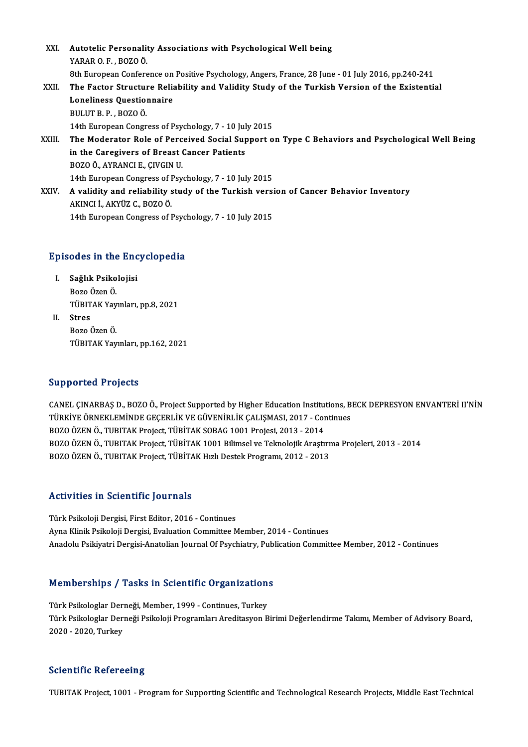XXI. **Autotelic Personality Associations with Psychological Well being**
YARAR O. F. , BOZO Ö.
8th European Conference on Positive Psychology, Angers, France, 28 June - 01 July 2016, pp.240-241

XXII. **The Factor Structure Reliability and Validity Study of the Turkish Version of the Existential Loneliness Questionnaire**
BULUT B. P. , BOZO Ö.
14th European Congress of Psychology, 7 - 10 July 2015

XXIII. **The Moderator Role of Perceived Social Support on Type C Behaviors and Psychological Well Being in the Caregivers of Breast Cancer Patients**
BOZO Ö., AYRANCI E., ÇIVGIN U.
14th European Congress of Psychology, 7 - 10 July 2015

XXIV. **A validity and reliability study of the Turkish version of Cancer Behavior Inventory**
AKINCI İ., AKYÜZ C., BOZO Ö.
14th European Congress of Psychology, 7 - 10 July 2015

## Episodes in the Encyclopedia

I. **Sağlık Psikolojisi**
Bozo Özen Ö.
TÜBITAK Yayınları, pp.8, 2021

II. **Stres**
Bozo Özen Ö.
TÜBITAK Yayınları, pp.162, 2021

## Supported Projects

CANEL ÇINARBAŞ D., BOZO Ö., Project Supported by Higher Education Institutions, BECK DEPRESYON ENVANTERİ II'NİN TÜRKİYE ÖRNEKLEMİNDE GEÇERLİK VE GÜVENİRLİK ÇALIŞMASI, 2017 - Continues
BOZO ÖZEN Ö., TUBITAK Project, TÜBİTAK SOBAG 1001 Projesi, 2013 - 2014
BOZO ÖZEN Ö., TUBITAK Project, TÜBİTAK 1001 Bilimsel ve Teknolojik Araştırma Projeleri, 2013 - 2014
BOZO ÖZEN Ö., TUBITAK Project, TÜBİTAK Hızlı Destek Programı, 2012 - 2013

## Activities in Scientific Journals

Türk Psikoloji Dergisi, First Editor, 2016 - Continues
Ayna Klinik Psikoloji Dergisi, Evaluation Committee Member, 2014 - Continues
Anadolu Psikiyatri Dergisi-Anatolian Journal Of Psychiatry, Publication Committee Member, 2012 - Continues

## Memberships / Tasks in Scientific Organizations

Türk Psikologlar Derneği, Member, 1999 - Continues, Turkey
Türk Psikologlar Derneği Psikoloji Programları Areditasyon Birimi Değerlendirme Takımı, Member of Advisory Board, 2020 - 2020, Turkey

## Scientific Refereeing

TUBITAK Project, 1001 - Program for Supporting Scientific and Technological Research Projects, Middle East Technical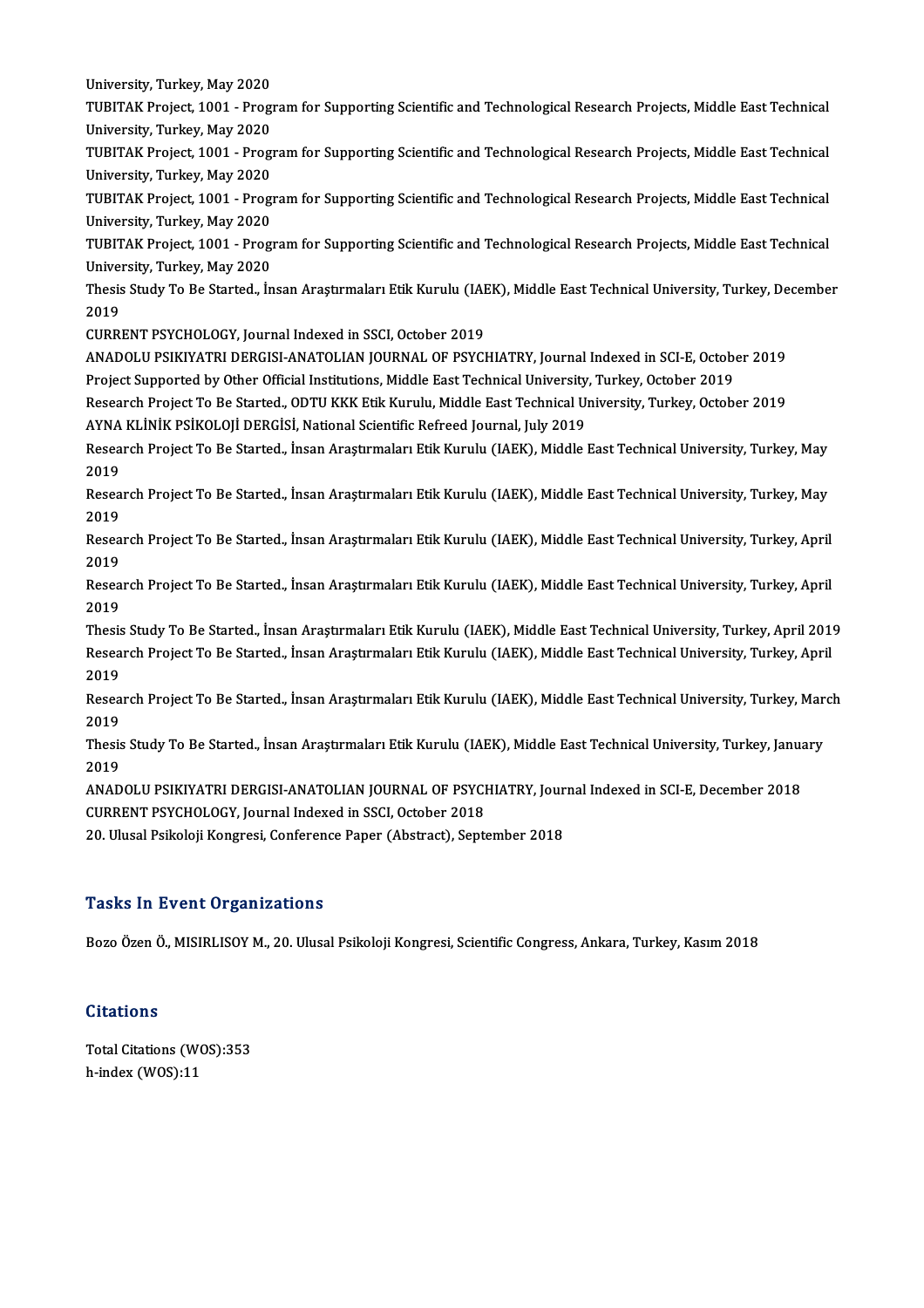University, Turkey, May 2020

TUBITAK Project, 1001 - Program for Supporting Scientific and Technological Research Projects, Middle East Technical University, Turkey, May 2020

TUBITAK Project, 1001 - Program for Supporting Scientific and Technological Research Projects, Middle East Technical University, Turkey, May 2020

TUBITAK Project, 1001 - Program for Supporting Scientific and Technological Research Projects, Middle East Technical University, Turkey, May 2020

TUBITAK Project, 1001 - Program for Supporting Scientific and Technological Research Projects, Middle East Technical University, Turkey, May 2020

Thesis Study To Be Started., İnsan Araştırmaları Etik Kurulu (IAEK), Middle East Technical University, Turkey, December 2019

CURRENT PSYCHOLOGY, Journal Indexed in SSCI, October 2019

ANADOLU PSIKIYATRI DERGISI-ANATOLIAN JOURNAL OF PSYCHIATRY, Journal Indexed in SCI-E, October 2019

Project Supported by Other Official Institutions, Middle East Technical University, Turkey, October 2019

Research Project To Be Started., ODTU KKK Etik Kurulu, Middle East Technical University, Turkey, October 2019

AYNA KLİNİK PSİKOLOJİ DERGİSİ, National Scientific Refreed Journal, July 2019

Research Project To Be Started., İnsan Araştırmaları Etik Kurulu (IAEK), Middle East Technical University, Turkey, May 2019

Research Project To Be Started., İnsan Araştırmaları Etik Kurulu (IAEK), Middle East Technical University, Turkey, May 2019

Research Project To Be Started., İnsan Araştırmaları Etik Kurulu (IAEK), Middle East Technical University, Turkey, April 2019

Research Project To Be Started., İnsan Araştırmaları Etik Kurulu (IAEK), Middle East Technical University, Turkey, April 2019

Thesis Study To Be Started., İnsan Araştırmaları Etik Kurulu (IAEK), Middle East Technical University, Turkey, April 2019

Research Project To Be Started., İnsan Araştırmaları Etik Kurulu (IAEK), Middle East Technical University, Turkey, April 2019

Research Project To Be Started., İnsan Araştırmaları Etik Kurulu (IAEK), Middle East Technical University, Turkey, March 2019

Thesis Study To Be Started., İnsan Araştırmaları Etik Kurulu (IAEK), Middle East Technical University, Turkey, January 2019

ANADOLU PSIKIYATRI DERGISI-ANATOLIAN JOURNAL OF PSYCHIATRY, Journal Indexed in SCI-E, December 2018

CURRENT PSYCHOLOGY, Journal Indexed in SSCI, October 2018

20. Ulusal Psikoloji Kongresi, Conference Paper (Abstract), September 2018

## Tasks In Event Organizations

Bozo Özen Ö., MISIRLISOY M., 20. Ulusal Psikoloji Kongresi, Scientific Congress, Ankara, Turkey, Kasım 2018

## Citations

Total Citations (WOS):353

h-index (WOS):11